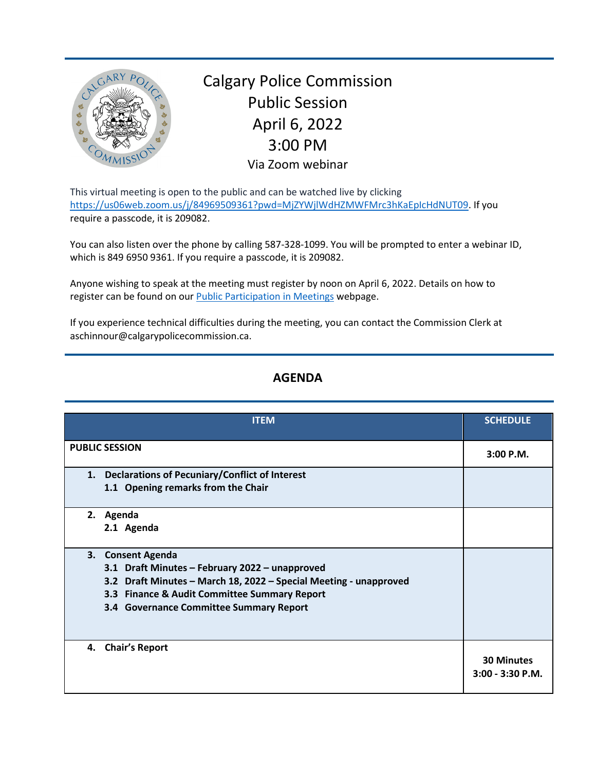# Calgary Police Commission
## Public Session
## April 6, 2022
## 3:00 PM
Via Zoom webinar

This virtual meeting is open to the public and can be watched live by clicking [https://us06web.zoom.us/j/84969509361?pwd=MjZYWjlWdHZMWFMrc3hKaEplcHdNUT09](https://us06web.zoom.us/j/84969509361?pwd=MjZYWjlWdHZMWFMrc3hKaEplcHdNUT09). If you require a passcode, it is 209082.

You can also listen over the phone by calling 587-328-1099. You will be prompted to enter a webinar ID, which is 849 6950 9361. If you require a passcode, it is 209082.

Anyone wishing to speak at the meeting must register by noon on April 6, 2022. Details on how to register can be found on our Public Participation in Meetings webpage.

If you experience technical difficulties during the meeting, you can contact the Commission Clerk at aschinnour@calgarypolicecommission.ca.

## AGENDA

| ITEM | SCHEDULE |
|---|---|
| **PUBLIC SESSION** | **3:00 P.M.** |
| **1. Declarations of Pecuniary/Conflict of Interest**<br>**1.1 Opening remarks from the Chair** | |
| **2. Agenda**<br>**2.1 Agenda** | |
| **3. Consent Agenda**<br>**3.1 Draft Minutes – February 2022 – unapproved**<br>**3.2 Draft Minutes – March 18, 2022 – Special Meeting - unapproved**<br>**3.3 Finance & Audit Committee Summary Report**<br>**3.4 Governance Committee Summary Report** | |
| **4. Chair's Report** | **30 Minutes**<br>**3:00 - 3:30 P.M.** |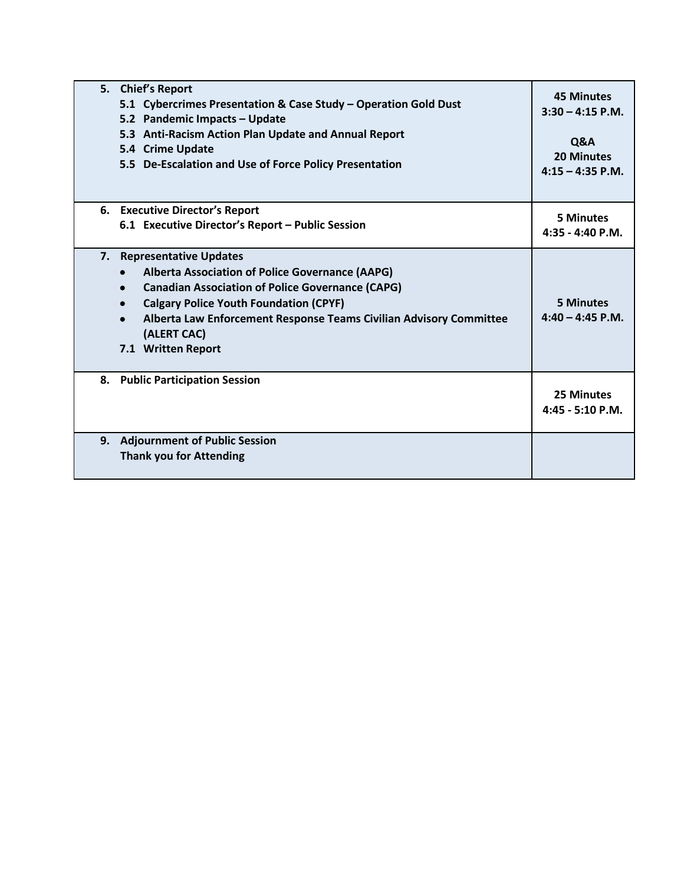| | |
|---|---|
| **5. Chief's Report**<br>**5.1 Cybercrimes Presentation & Case Study – Operation Gold Dust**<br>**5.2 Pandemic Impacts – Update**<br>**5.3 Anti-Racism Action Plan Update and Annual Report**<br>**5.4 Crime Update**<br>**5.5 De-Escalation and Use of Force Policy Presentation** | **45 Minutes**<br>**3:30 – 4:15 P.M.**<br><br>**Q&A**<br>**20 Minutes**<br>**4:15 – 4:35 P.M.** |
| **6. Executive Director's Report**<br>**6.1 Executive Director's Report – Public Session** | **5 Minutes**<br>**4:35 - 4:40 P.M.** |
| **7. Representative Updates**<br>• **Alberta Association of Police Governance (AAPG)**<br>• **Canadian Association of Police Governance (CAPG)**<br>• **Calgary Police Youth Foundation (CPYF)**<br>• **Alberta Law Enforcement Response Teams Civilian Advisory Committee (ALERT CAC)**<br>**7.1 Written Report** | **5 Minutes**<br>**4:40 – 4:45 P.M.** |
| **8. Public Participation Session** | **25 Minutes**<br>**4:45 - 5:10 P.M.** |
| **9. Adjournment of Public Session**<br>**Thank you for Attending** | |